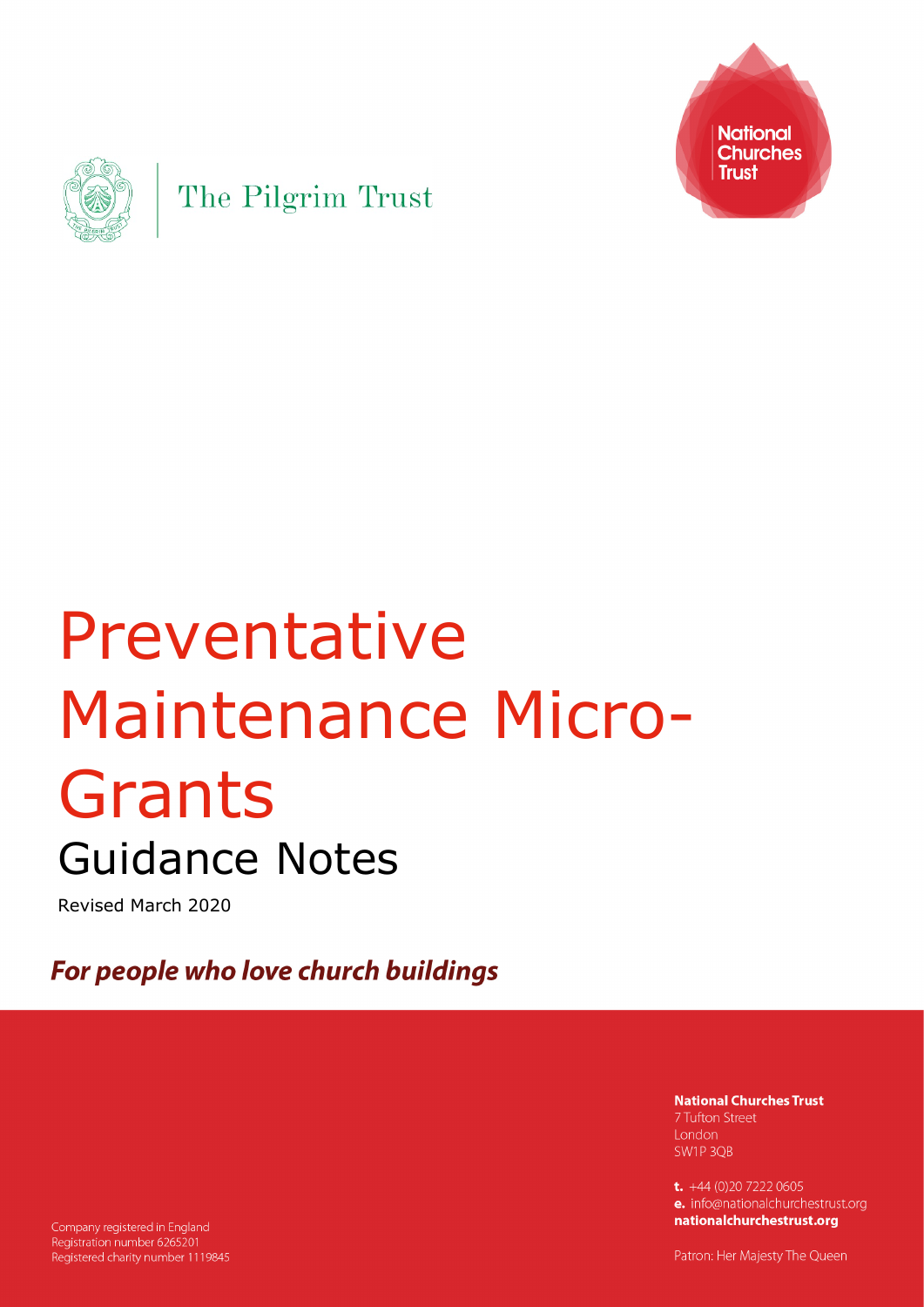The Pilgrim Trust

National Churches Trust

# Preventative Maintenance Micro-Grants

## Guidance Notes

Revised March 2020

***For people who love church buildings***

**National Churches Trust**
7 Tufton Street
London
SW1P 3QB

**t.** +44 (0)20 7222 0605
**e.** info@nationalchurchestrust.org
**nationalchurchestrust.org**

Patron: Her Majesty The Queen

Company registered in England
Registration number 6265201
Registered charity number 1119845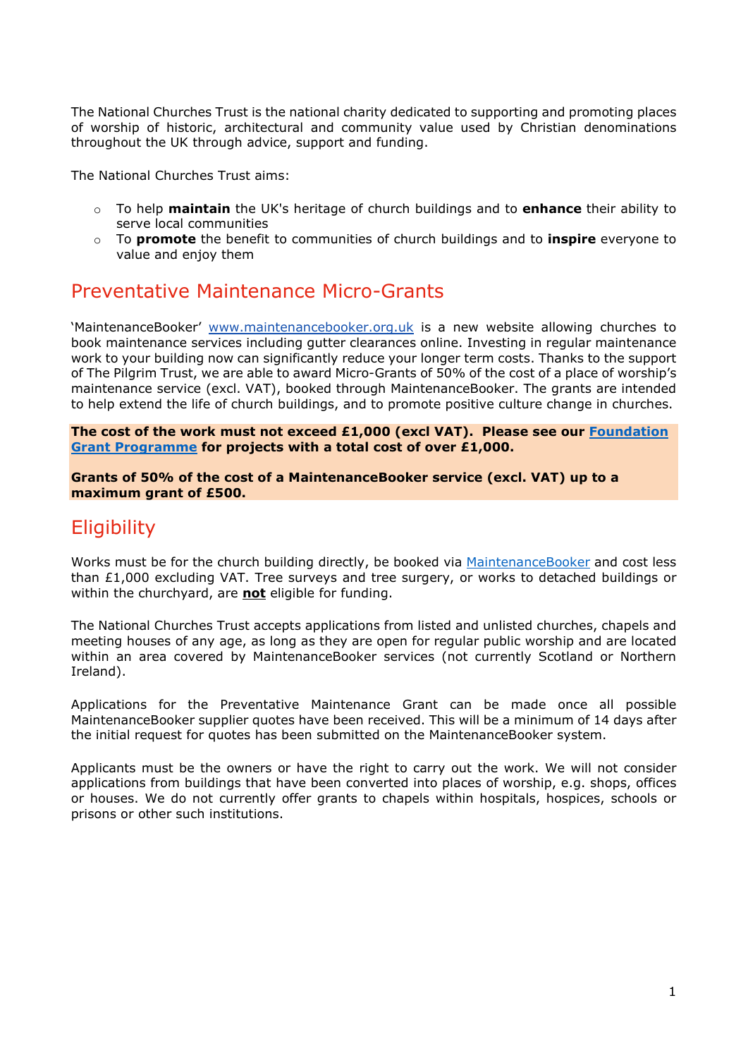The National Churches Trust is the national charity dedicated to supporting and promoting places of worship of historic, architectural and community value used by Christian denominations throughout the UK through advice, support and funding.

The National Churches Trust aims:

- To help **maintain** the UK's heritage of church buildings and to **enhance** their ability to serve local communities
- To **promote** the benefit to communities of church buildings and to **inspire** everyone to value and enjoy them

## Preventative Maintenance Micro-Grants

'MaintenanceBooker' [www.maintenancebooker.org.uk](http://www.maintenancebooker.org.uk) is a new website allowing churches to book maintenance services including gutter clearances online. Investing in regular maintenance work to your building now can significantly reduce your longer term costs. Thanks to the support of The Pilgrim Trust, we are able to award Micro-Grants of 50% of the cost of a place of worship's maintenance service (excl. VAT), booked through MaintenanceBooker. The grants are intended to help extend the life of church buildings, and to promote positive culture change in churches.

**The cost of the work must not exceed £1,000 (excl VAT). Please see our Foundation Grant Programme for projects with a total cost of over £1,000.**

**Grants of 50% of the cost of a MaintenanceBooker service (excl. VAT) up to a maximum grant of £500.**

## Eligibility

Works must be for the church building directly, be booked via MaintenanceBooker and cost less than £1,000 excluding VAT. Tree surveys and tree surgery, or works to detached buildings or within the churchyard, are **not** eligible for funding.

The National Churches Trust accepts applications from listed and unlisted churches, chapels and meeting houses of any age, as long as they are open for regular public worship and are located within an area covered by MaintenanceBooker services (not currently Scotland or Northern Ireland).

Applications for the Preventative Maintenance Grant can be made once all possible MaintenanceBooker supplier quotes have been received. This will be a minimum of 14 days after the initial request for quotes has been submitted on the MaintenanceBooker system.

Applicants must be the owners or have the right to carry out the work. We will not consider applications from buildings that have been converted into places of worship, e.g. shops, offices or houses. We do not currently offer grants to chapels within hospitals, hospices, schools or prisons or other such institutions.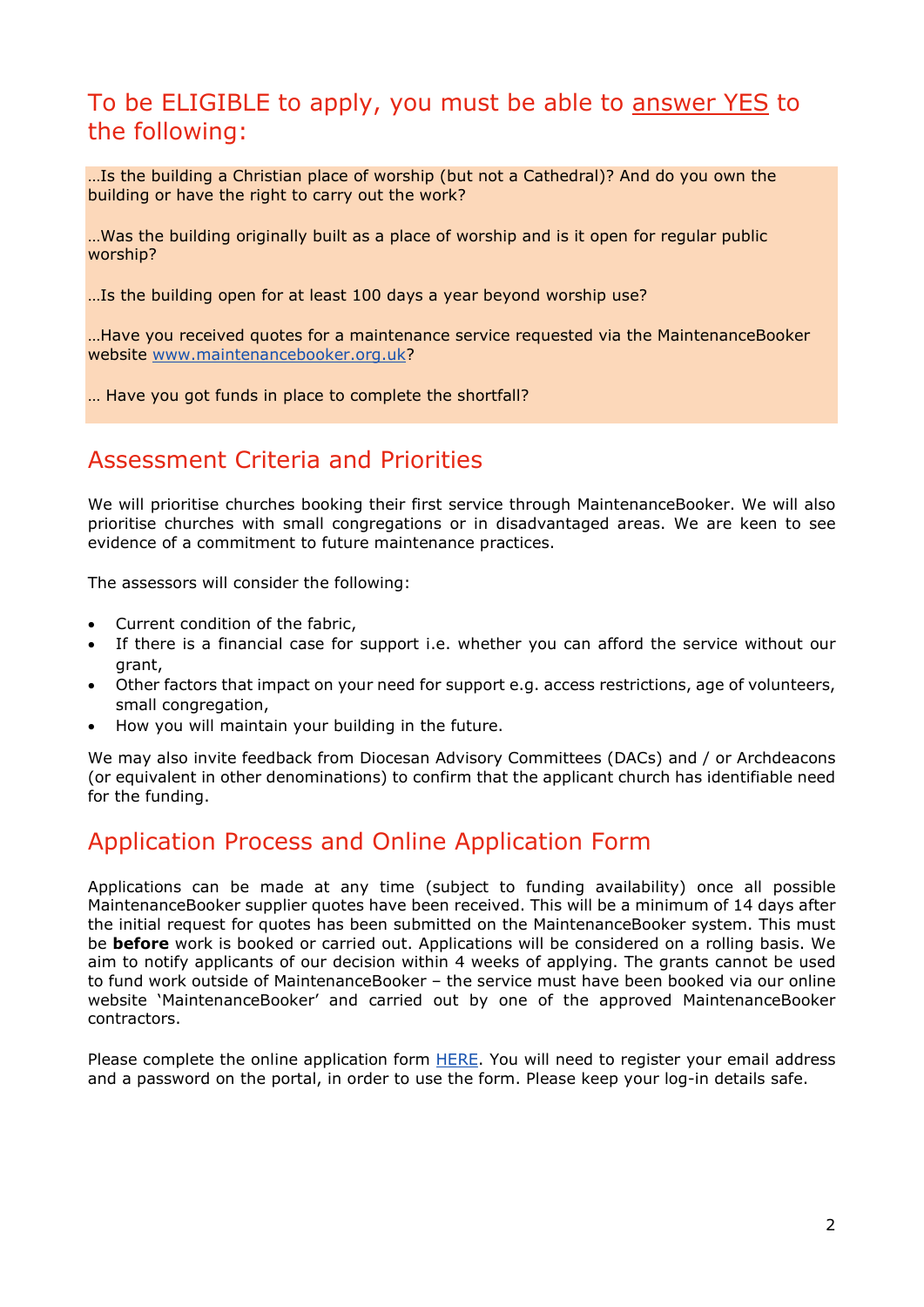## To be ELIGIBLE to apply, you must be able to answer YES to the following:

…Is the building a Christian place of worship (but not a Cathedral)? And do you own the building or have the right to carry out the work?

…Was the building originally built as a place of worship and is it open for regular public worship?

…Is the building open for at least 100 days a year beyond worship use?

…Have you received quotes for a maintenance service requested via the MaintenanceBooker website [www.maintenancebooker.org.uk](http://www.maintenancebooker.org.uk)?

… Have you got funds in place to complete the shortfall?

## Assessment Criteria and Priorities

We will prioritise churches booking their first service through MaintenanceBooker. We will also prioritise churches with small congregations or in disadvantaged areas. We are keen to see evidence of a commitment to future maintenance practices.

The assessors will consider the following:

- Current condition of the fabric,
- If there is a financial case for support i.e. whether you can afford the service without our grant,
- Other factors that impact on your need for support e.g. access restrictions, age of volunteers, small congregation,
- How you will maintain your building in the future.

We may also invite feedback from Diocesan Advisory Committees (DACs) and / or Archdeacons (or equivalent in other denominations) to confirm that the applicant church has identifiable need for the funding.

## Application Process and Online Application Form

Applications can be made at any time (subject to funding availability) once all possible MaintenanceBooker supplier quotes have been received. This will be a minimum of 14 days after the initial request for quotes has been submitted on the MaintenanceBooker system. This must be **before** work is booked or carried out. Applications will be considered on a rolling basis. We aim to notify applicants of our decision within 4 weeks of applying. The grants cannot be used to fund work outside of MaintenanceBooker – the service must have been booked via our online website 'MaintenanceBooker' and carried out by one of the approved MaintenanceBooker contractors.

Please complete the online application form HERE. You will need to register your email address and a password on the portal, in order to use the form. Please keep your log-in details safe.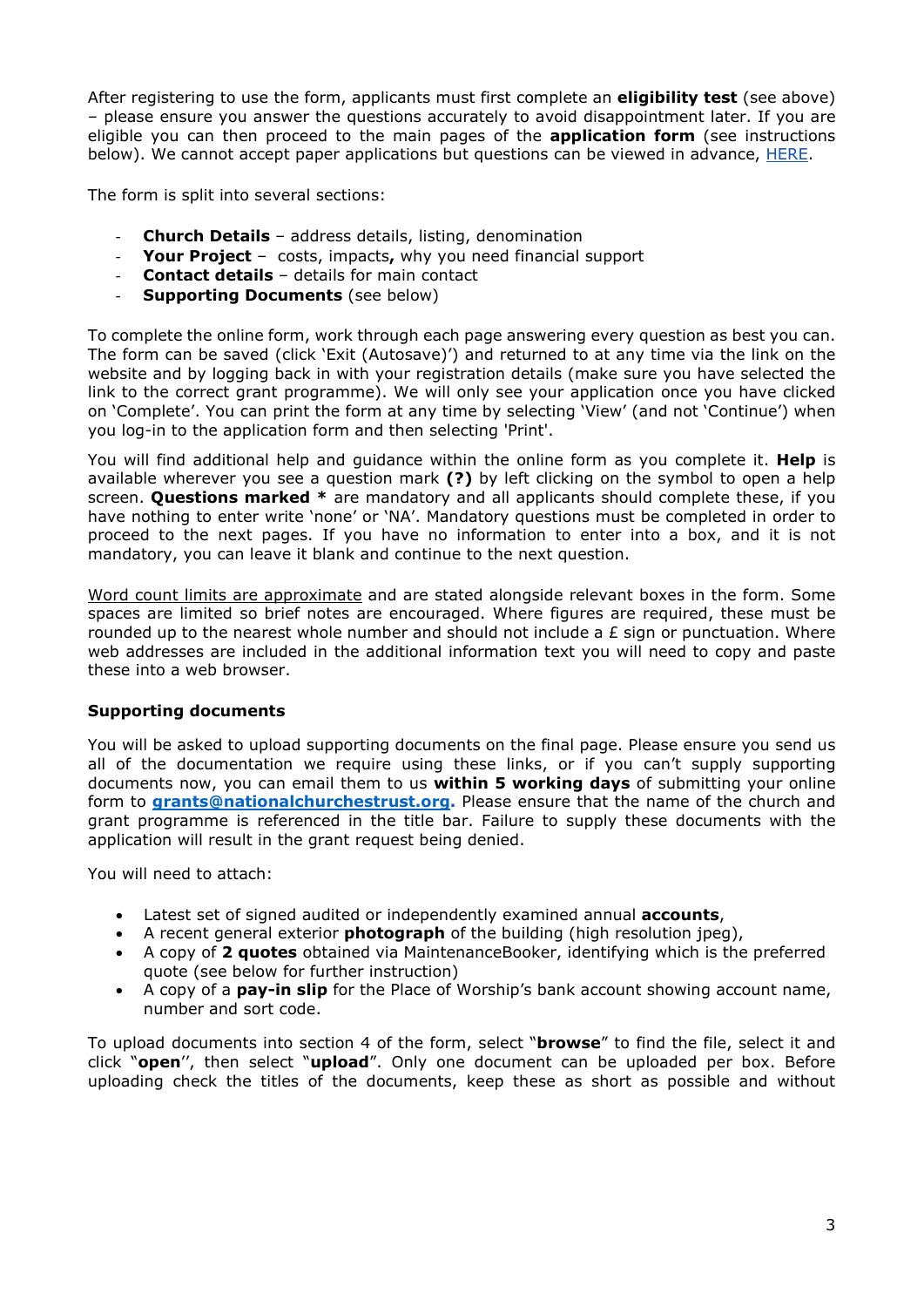After registering to use the form, applicants must first complete an **eligibility test** (see above) – please ensure you answer the questions accurately to avoid disappointment later. If you are eligible you can then proceed to the main pages of the **application form** (see instructions below). We cannot accept paper applications but questions can be viewed in advance, HERE.

The form is split into several sections:

- **Church Details** – address details, listing, denomination
- **Your Project** – costs, impacts**,** why you need financial support
- **Contact details** – details for main contact
- **Supporting Documents** (see below)

To complete the online form, work through each page answering every question as best you can. The form can be saved (click 'Exit (Autosave)') and returned to at any time via the link on the website and by logging back in with your registration details (make sure you have selected the link to the correct grant programme). We will only see your application once you have clicked on 'Complete'. You can print the form at any time by selecting 'View' (and not 'Continue') when you log-in to the application form and then selecting 'Print'.

You will find additional help and guidance within the online form as you complete it. **Help** is available wherever you see a question mark **(?)** by left clicking on the symbol to open a help screen. **Questions marked *** are mandatory and all applicants should complete these, if you have nothing to enter write 'none' or 'NA'. Mandatory questions must be completed in order to proceed to the next pages. If you have no information to enter into a box, and it is not mandatory, you can leave it blank and continue to the next question.

Word count limits are approximate and are stated alongside relevant boxes in the form. Some spaces are limited so brief notes are encouraged. Where figures are required, these must be rounded up to the nearest whole number and should not include a £ sign or punctuation. Where web addresses are included in the additional information text you will need to copy and paste these into a web browser.

### Supporting documents

You will be asked to upload supporting documents on the final page. Please ensure you send us all of the documentation we require using these links, or if you can't supply supporting documents now, you can email them to us **within 5 working days** of submitting your online form to **grants@nationalchurchestrust.org.** Please ensure that the name of the church and grant programme is referenced in the title bar. Failure to supply these documents with the application will result in the grant request being denied.

You will need to attach:

- Latest set of signed audited or independently examined annual **accounts**,
- A recent general exterior **photograph** of the building (high resolution jpeg),
- A copy of **2 quotes** obtained via MaintenanceBooker, identifying which is the preferred quote (see below for further instruction)
- A copy of a **pay-in slip** for the Place of Worship's bank account showing account name, number and sort code.

To upload documents into section 4 of the form, select "**browse**" to find the file, select it and click "**open**", then select "**upload**". Only one document can be uploaded per box. Before uploading check the titles of the documents, keep these as short as possible and without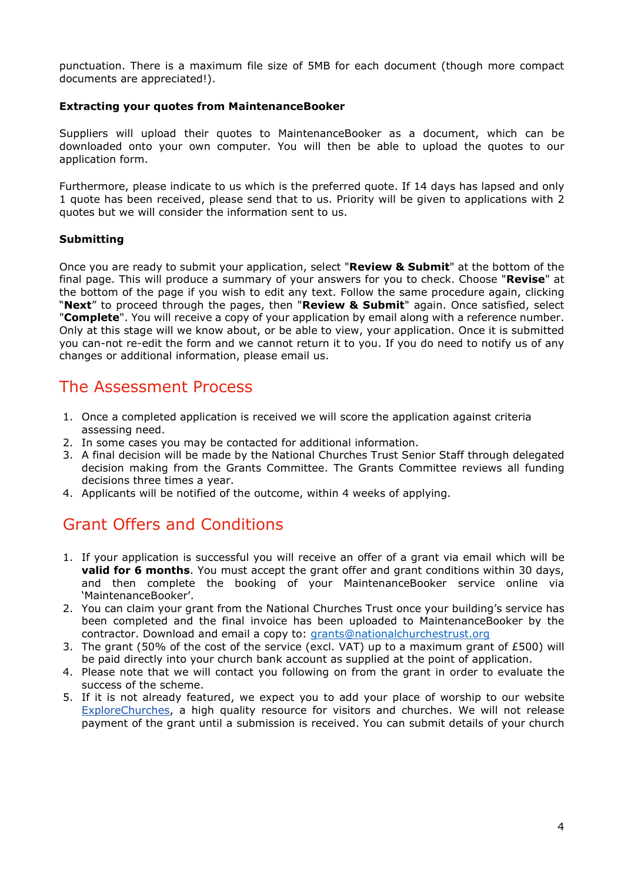punctuation. There is a maximum file size of 5MB for each document (though more compact documents are appreciated!).

**Extracting your quotes from MaintenanceBooker**

Suppliers will upload their quotes to MaintenanceBooker as a document, which can be downloaded onto your own computer. You will then be able to upload the quotes to our application form.

Furthermore, please indicate to us which is the preferred quote. If 14 days has lapsed and only 1 quote has been received, please send that to us. Priority will be given to applications with 2 quotes but we will consider the information sent to us.

**Submitting**

Once you are ready to submit your application, select "**Review & Submit**" at the bottom of the final page. This will produce a summary of your answers for you to check. Choose "**Revise**" at the bottom of the page if you wish to edit any text. Follow the same procedure again, clicking "**Next**" to proceed through the pages, then "**Review & Submit**" again. Once satisfied, select "**Complete**". You will receive a copy of your application by email along with a reference number. Only at this stage will we know about, or be able to view, your application. Once it is submitted you can-not re-edit the form and we cannot return it to you. If you do need to notify us of any changes or additional information, please email us.

## The Assessment Process

1. Once a completed application is received we will score the application against criteria assessing need.
2. In some cases you may be contacted for additional information.
3. A final decision will be made by the National Churches Trust Senior Staff through delegated decision making from the Grants Committee. The Grants Committee reviews all funding decisions three times a year.
4. Applicants will be notified of the outcome, within 4 weeks of applying.

## Grant Offers and Conditions

1. If your application is successful you will receive an offer of a grant via email which will be **valid for 6 months**. You must accept the grant offer and grant conditions within 30 days, and then complete the booking of your MaintenanceBooker service online via 'MaintenanceBooker'.
2. You can claim your grant from the National Churches Trust once your building's service has been completed and the final invoice has been uploaded to MaintenanceBooker by the contractor. Download and email a copy to: grants@nationalchurchestrust.org
3. The grant (50% of the cost of the service (excl. VAT) up to a maximum grant of £500) will be paid directly into your church bank account as supplied at the point of application.
4. Please note that we will contact you following on from the grant in order to evaluate the success of the scheme.
5. If it is not already featured, we expect you to add your place of worship to our website ExploreChurches, a high quality resource for visitors and churches. We will not release payment of the grant until a submission is received. You can submit details of your church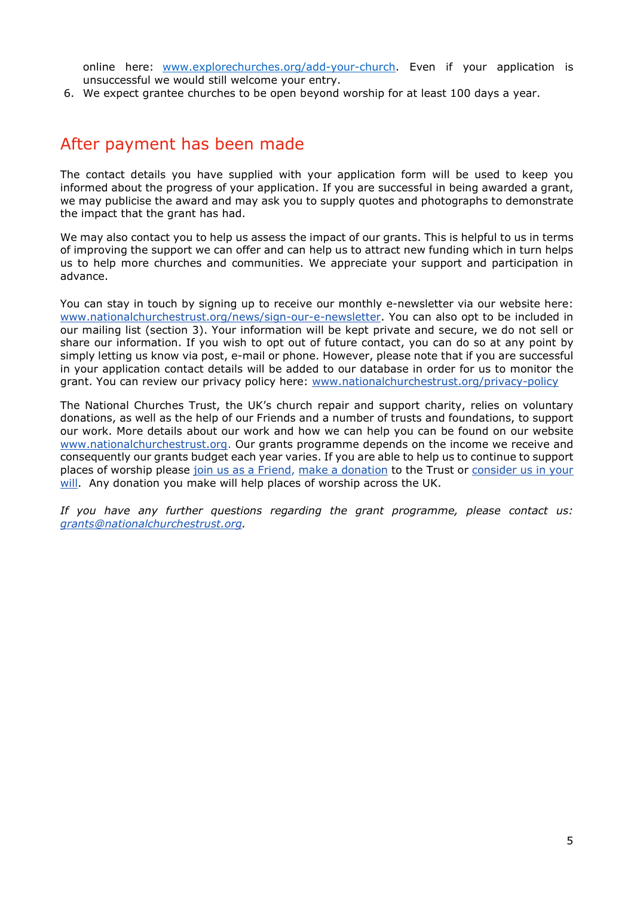online here: [www.explorechurches.org/add-your-church](www.explorechurches.org/add-your-church). Even if your application is unsuccessful we would still welcome your entry.

6. We expect grantee churches to be open beyond worship for at least 100 days a year.

## After payment has been made

The contact details you have supplied with your application form will be used to keep you informed about the progress of your application. If you are successful in being awarded a grant, we may publicise the award and may ask you to supply quotes and photographs to demonstrate the impact that the grant has had.

We may also contact you to help us assess the impact of our grants. This is helpful to us in terms of improving the support we can offer and can help us to attract new funding which in turn helps us to help more churches and communities. We appreciate your support and participation in advance.

You can stay in touch by signing up to receive our monthly e-newsletter via our website here: [www.nationalchurchestrust.org/news/sign-our-e-newsletter](www.nationalchurchestrust.org/news/sign-our-e-newsletter). You can also opt to be included in our mailing list (section 3). Your information will be kept private and secure, we do not sell or share our information. If you wish to opt out of future contact, you can do so at any point by simply letting us know via post, e-mail or phone. However, please note that if you are successful in your application contact details will be added to our database in order for us to monitor the grant. You can review our privacy policy here: [www.nationalchurchestrust.org/privacy-policy](www.nationalchurchestrust.org/privacy-policy)

The National Churches Trust, the UK's church repair and support charity, relies on voluntary donations, as well as the help of our Friends and a number of trusts and foundations, to support our work. More details about our work and how we can help you can be found on our website [www.nationalchurchestrust.org](www.nationalchurchestrust.org). Our grants programme depends on the income we receive and consequently our grants budget each year varies. If you are able to help us to continue to support places of worship please join us as a Friend, make a donation to the Trust or consider us in your will. Any donation you make will help places of worship across the UK.

*If you have any further questions regarding the grant programme, please contact us: grants@nationalchurchestrust.org.*